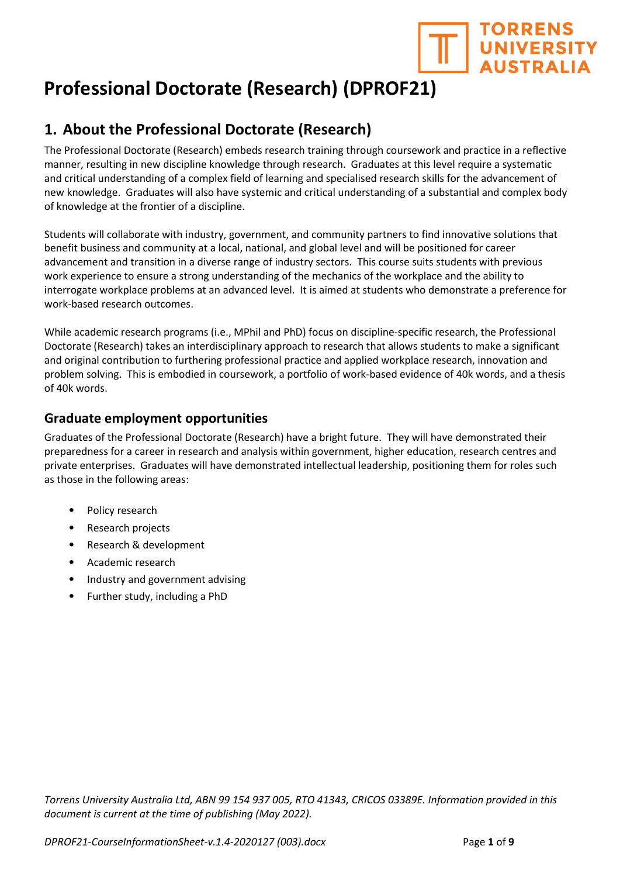# Professional Doctorate (Research) (DPROF21)

## 1. About the Professional Doctorate (Research)

The Professional Doctorate (Research) embeds research training through coursework and practice in a reflective manner, resulting in new discipline knowledge through research. Graduates at this level require a systematic and critical understanding of a complex field of learning and specialised research skills for the advancement of new knowledge. Graduates will also have systemic and critical understanding of a substantial and complex body of knowledge at the frontier of a discipline.

Students will collaborate with industry, government, and community partners to find innovative solutions that benefit business and community at a local, national, and global level and will be positioned for career advancement and transition in a diverse range of industry sectors. This course suits students with previous work experience to ensure a strong understanding of the mechanics of the workplace and the ability to interrogate workplace problems at an advanced level. It is aimed at students who demonstrate a preference for work-based research outcomes.

While academic research programs (i.e., MPhil and PhD) focus on discipline-specific research, the Professional Doctorate (Research) takes an interdisciplinary approach to research that allows students to make a significant and original contribution to furthering professional practice and applied workplace research, innovation and problem solving. This is embodied in coursework, a portfolio of work-based evidence of 40k words, and a thesis of 40k words.

### Graduate employment opportunities

Graduates of the Professional Doctorate (Research) have a bright future. They will have demonstrated their preparedness for a career in research and analysis within government, higher education, research centres and private enterprises. Graduates will have demonstrated intellectual leadership, positioning them for roles such as those in the following areas:

- Policy research
- Research projects
- Research & development
- Academic research
- Industry and government advising
- Further study, including a PhD

*Torrens University Australia Ltd, ABN 99 154 937 005, RTO 41343, CRICOS 03389E. Information provided in this document is current at the time of publishing (May 2022).*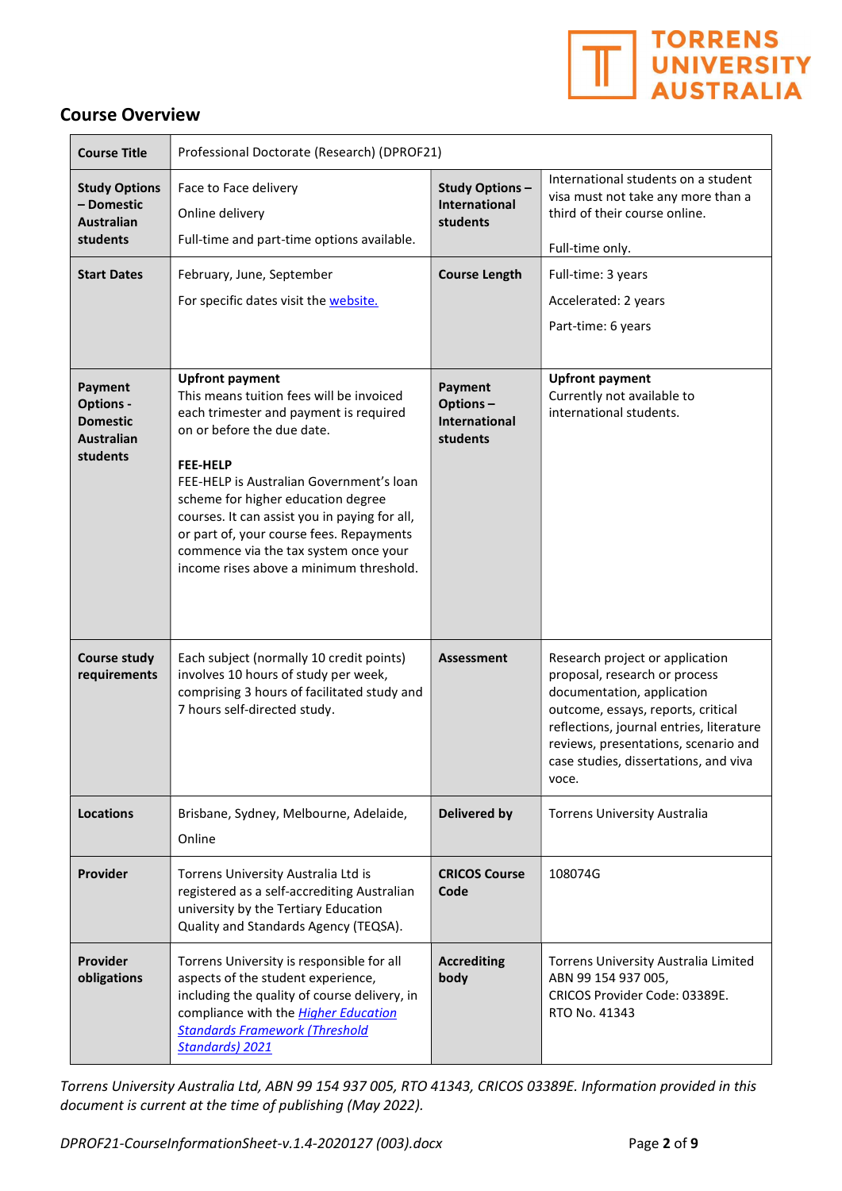## Course Overview

| Course Title | Professional Doctorate (Research) (DPROF21) | | |
|---|---|---|---|
| **Study Options – Domestic Australian students** | Face to Face delivery<br>Online delivery<br>Full-time and part-time options available. | **Study Options – International students** | International students on a student visa must not take any more than a third of their course online.<br><br>Full-time only. |
| **Start Dates** | February, June, September<br>For specific dates visit the [website.](website) | **Course Length** | Full-time: 3 years<br>Accelerated: 2 years<br>Part-time: 6 years |
| **Payment Options - Domestic Australian students** | **Upfront payment**<br>This means tuition fees will be invoiced each trimester and payment is required on or before the due date.<br><br>**FEE-HELP**<br>FEE-HELP is Australian Government's loan scheme for higher education degree courses. It can assist you in paying for all, or part of, your course fees. Repayments commence via the tax system once your income rises above a minimum threshold. | **Payment Options – International students** | **Upfront payment**<br>Currently not available to international students. |
| **Course study requirements** | Each subject (normally 10 credit points) involves 10 hours of study per week, comprising 3 hours of facilitated study and 7 hours self-directed study. | **Assessment** | Research project or application proposal, research or process documentation, application outcome, essays, reports, critical reflections, journal entries, literature reviews, presentations, scenario and case studies, dissertations, and viva voce. |
| **Locations** | Brisbane, Sydney, Melbourne, Adelaide,<br>Online | **Delivered by** | Torrens University Australia |
| **Provider** | Torrens University Australia Ltd is registered as a self-accrediting Australian university by the Tertiary Education Quality and Standards Agency (TEQSA). | **CRICOS Course Code** | 108074G |
| **Provider obligations** | Torrens University is responsible for all aspects of the student experience, including the quality of course delivery, in compliance with the *Higher Education Standards Framework (Threshold Standards) 2021* | **Accrediting body** | Torrens University Australia Limited<br>ABN 99 154 937 005,<br>CRICOS Provider Code: 03389E.<br>RTO No. 41343 |

*Torrens University Australia Ltd, ABN 99 154 937 005, RTO 41343, CRICOS 03389E. Information provided in this document is current at the time of publishing (May 2022).*

*DPROF21-CourseInformationSheet-v.1.4-2020127 (003).docx*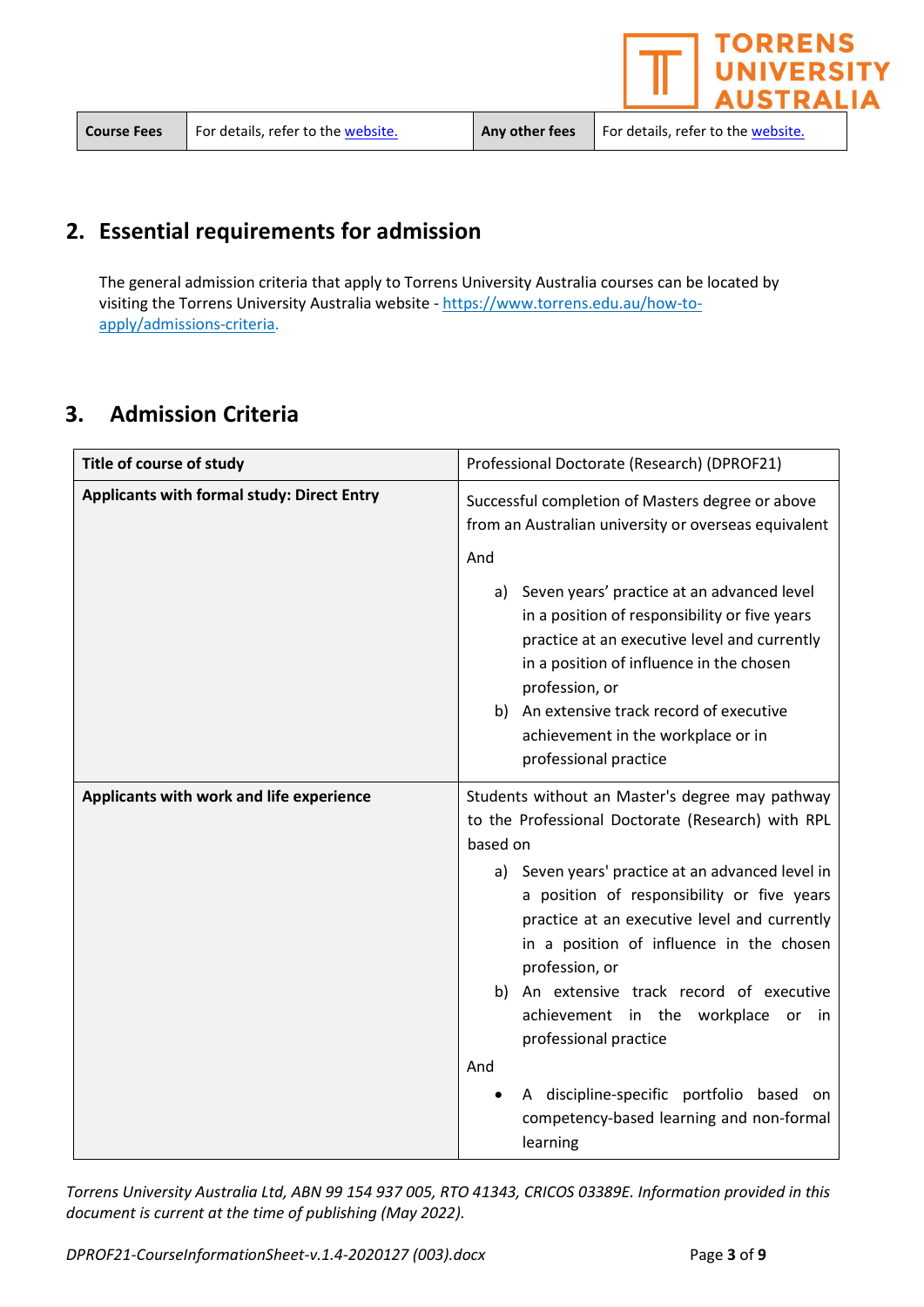| Course Fees | For details, refer to the website. | Any other fees | For details, refer to the website. |
|---|---|---|---|

## 2. Essential requirements for admission

The general admission criteria that apply to Torrens University Australia courses can be located by visiting the Torrens University Australia website - https://www.torrens.edu.au/how-to-apply/admissions-criteria.

## 3. Admission Criteria

| Title of course of study | Professional Doctorate (Research) (DPROF21) |
|---|---|
| **Applicants with formal study: Direct Entry** | Successful completion of Masters degree or above from an Australian university or overseas equivalent<br><br>And<br><br>a) Seven years' practice at an advanced level in a position of responsibility or five years practice at an executive level and currently in a position of influence in the chosen profession, or<br>b) An extensive track record of executive achievement in the workplace or in professional practice |
| **Applicants with work and life experience** | Students without an Master's degree may pathway to the Professional Doctorate (Research) with RPL based on<br><br>a) Seven years' practice at an advanced level in a position of responsibility or five years practice at an executive level and currently in a position of influence in the chosen profession, or<br>b) An extensive track record of executive achievement in the workplace or in professional practice<br><br>And<br><br>• A discipline-specific portfolio based on competency-based learning and non-formal learning |

*Torrens University Australia Ltd, ABN 99 154 937 005, RTO 41343, CRICOS 03389E. Information provided in this document is current at the time of publishing (May 2022).*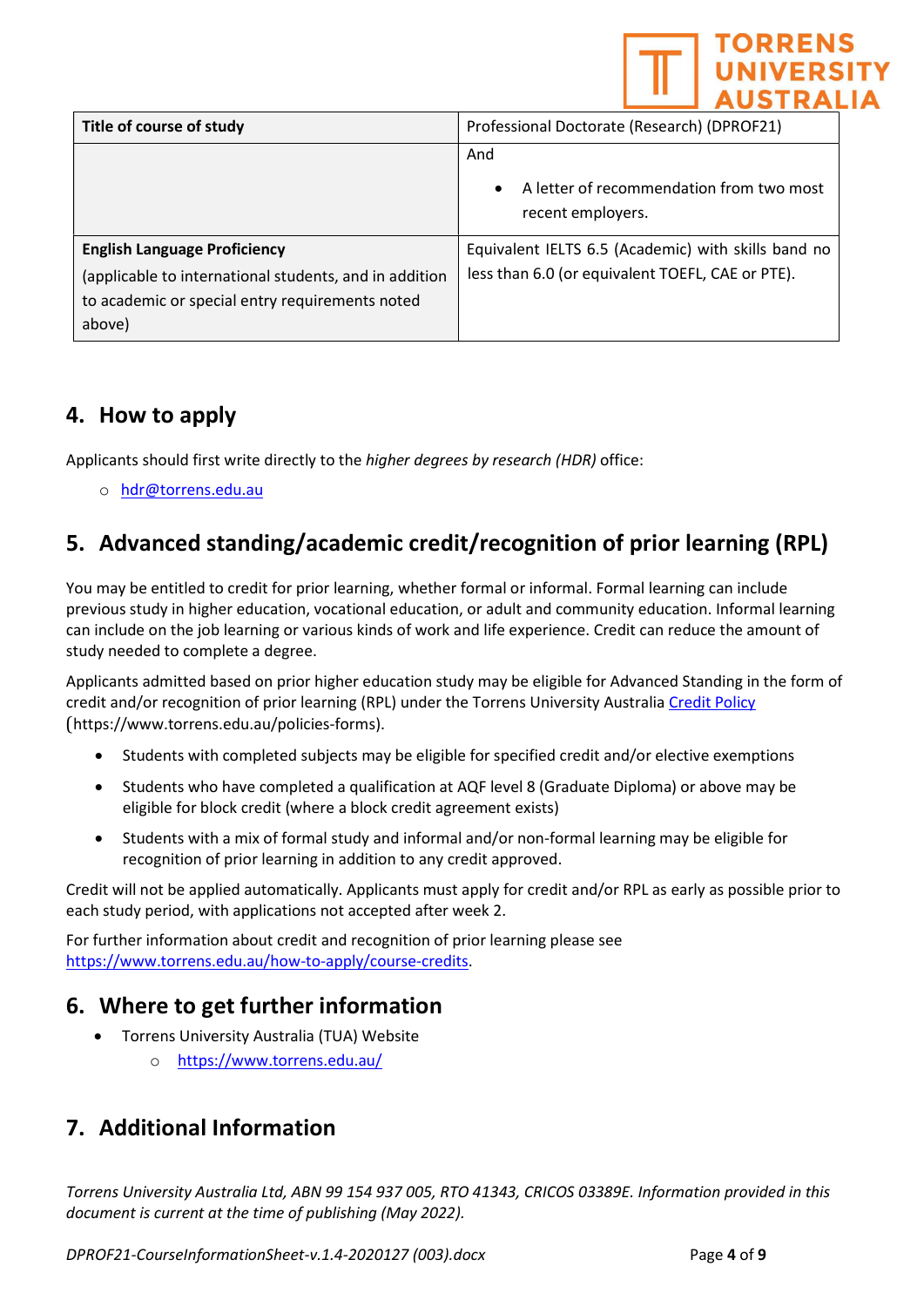| Title of course of study | Professional Doctorate (Research) (DPROF21) |
|---|---|
| | And<br><br>• A letter of recommendation from two most recent employers. |
| **English Language Proficiency**<br>(applicable to international students, and in addition to academic or special entry requirements noted above) | Equivalent IELTS 6.5 (Academic) with skills band no less than 6.0 (or equivalent TOEFL, CAE or PTE). |

## 4. How to apply

Applicants should first write directly to the *higher degrees by research (HDR)* office:

- hdr@torrens.edu.au

## 5. Advanced standing/academic credit/recognition of prior learning (RPL)

You may be entitled to credit for prior learning, whether formal or informal. Formal learning can include previous study in higher education, vocational education, or adult and community education. Informal learning can include on the job learning or various kinds of work and life experience. Credit can reduce the amount of study needed to complete a degree.

Applicants admitted based on prior higher education study may be eligible for Advanced Standing in the form of credit and/or recognition of prior learning (RPL) under the Torrens University Australia Credit Policy (https://www.torrens.edu.au/policies-forms).

- Students with completed subjects may be eligible for specified credit and/or elective exemptions
- Students who have completed a qualification at AQF level 8 (Graduate Diploma) or above may be eligible for block credit (where a block credit agreement exists)
- Students with a mix of formal study and informal and/or non-formal learning may be eligible for recognition of prior learning in addition to any credit approved.

Credit will not be applied automatically. Applicants must apply for credit and/or RPL as early as possible prior to each study period, with applications not accepted after week 2.

For further information about credit and recognition of prior learning please see https://www.torrens.edu.au/how-to-apply/course-credits.

## 6. Where to get further information

- Torrens University Australia (TUA) Website
  - https://www.torrens.edu.au/

## 7. Additional Information

*Torrens University Australia Ltd, ABN 99 154 937 005, RTO 41343, CRICOS 03389E. Information provided in this document is current at the time of publishing (May 2022).*

*DPROF21-CourseInformationSheet-v.1.4-2020127 (003).docx*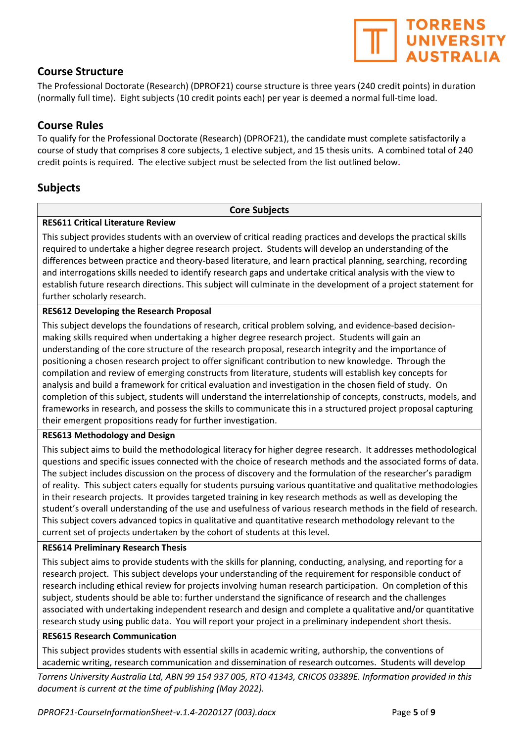## Course Structure

The Professional Doctorate (Research) (DPROF21) course structure is three years (240 credit points) in duration (normally full time). Eight subjects (10 credit points each) per year is deemed a normal full-time load.

## Course Rules

To qualify for the Professional Doctorate (Research) (DPROF21), the candidate must complete satisfactorily a course of study that comprises 8 core subjects, 1 elective subject, and 15 thesis units. A combined total of 240 credit points is required. The elective subject must be selected from the list outlined below.

## Subjects

| Core Subjects |
|---|
| **RES611 Critical Literature Review** |
| This subject provides students with an overview of critical reading practices and develops the practical skills required to undertake a higher degree research project. Students will develop an understanding of the differences between practice and theory-based literature, and learn practical planning, searching, recording and interrogations skills needed to identify research gaps and undertake critical analysis with the view to establish future research directions. This subject will culminate in the development of a project statement for further scholarly research. |
| **RES612 Developing the Research Proposal** |
| This subject develops the foundations of research, critical problem solving, and evidence-based decision-making skills required when undertaking a higher degree research project. Students will gain an understanding of the core structure of the research proposal, research integrity and the importance of positioning a chosen research project to offer significant contribution to new knowledge. Through the compilation and review of emerging constructs from literature, students will establish key concepts for analysis and build a framework for critical evaluation and investigation in the chosen field of study. On completion of this subject, students will understand the interrelationship of concepts, constructs, models, and frameworks in research, and possess the skills to communicate this in a structured project proposal capturing their emergent propositions ready for further investigation. |
| **RES613 Methodology and Design** |
| This subject aims to build the methodological literacy for higher degree research. It addresses methodological questions and specific issues connected with the choice of research methods and the associated forms of data. The subject includes discussion on the process of discovery and the formulation of the researcher's paradigm of reality. This subject caters equally for students pursuing various quantitative and qualitative methodologies in their research projects. It provides targeted training in key research methods as well as developing the student's overall understanding of the use and usefulness of various research methods in the field of research. This subject covers advanced topics in qualitative and quantitative research methodology relevant to the current set of projects undertaken by the cohort of students at this level. |
| **RES614 Preliminary Research Thesis** |
| This subject aims to provide students with the skills for planning, conducting, analysing, and reporting for a research project. This subject develops your understanding of the requirement for responsible conduct of research including ethical review for projects involving human research participation. On completion of this subject, students should be able to: further understand the significance of research and the challenges associated with undertaking independent research and design and complete a qualitative and/or quantitative research study using public data. You will report your project in a preliminary independent short thesis. |
| **RES615 Research Communication** |
| This subject provides students with essential skills in academic writing, authorship, the conventions of academic writing, research communication and dissemination of research outcomes. Students will develop |

*Torrens University Australia Ltd, ABN 99 154 937 005, RTO 41343, CRICOS 03389E. Information provided in this document is current at the time of publishing (May 2022).*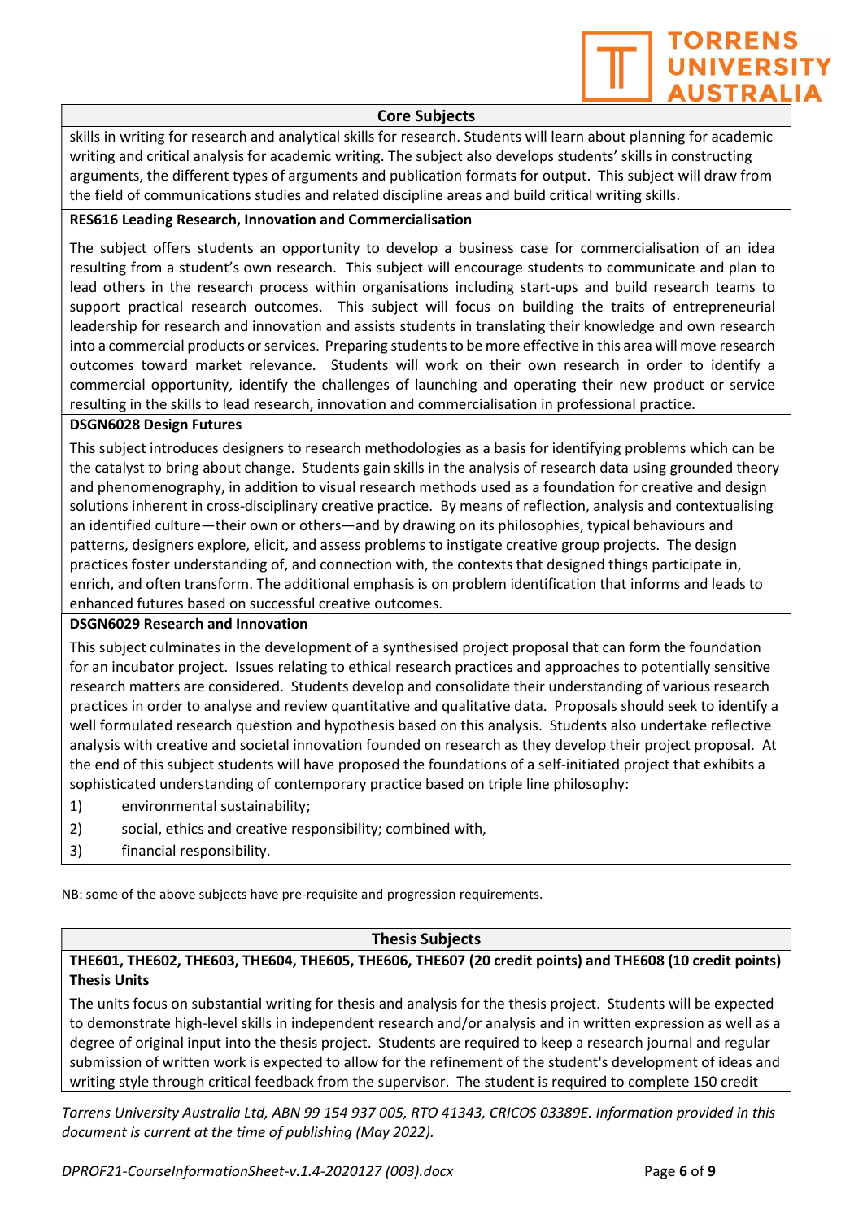## Core Subjects

skills in writing for research and analytical skills for research. Students will learn about planning for academic writing and critical analysis for academic writing. The subject also develops students' skills in constructing arguments, the different types of arguments and publication formats for output. This subject will draw from the field of communications studies and related discipline areas and build critical writing skills.

**RES616 Leading Research, Innovation and Commercialisation**

The subject offers students an opportunity to develop a business case for commercialisation of an idea resulting from a student's own research. This subject will encourage students to communicate and plan to lead others in the research process within organisations including start-ups and build research teams to support practical research outcomes. This subject will focus on building the traits of entrepreneurial leadership for research and innovation and assists students in translating their knowledge and own research into a commercial products or services. Preparing students to be more effective in this area will move research outcomes toward market relevance. Students will work on their own research in order to identify a commercial opportunity, identify the challenges of launching and operating their new product or service resulting in the skills to lead research, innovation and commercialisation in professional practice.

**DSGN6028 Design Futures**

This subject introduces designers to research methodologies as a basis for identifying problems which can be the catalyst to bring about change. Students gain skills in the analysis of research data using grounded theory and phenomenography, in addition to visual research methods used as a foundation for creative and design solutions inherent in cross-disciplinary creative practice. By means of reflection, analysis and contextualising an identified culture—their own or others—and by drawing on its philosophies, typical behaviours and patterns, designers explore, elicit, and assess problems to instigate creative group projects. The design practices foster understanding of, and connection with, the contexts that designed things participate in, enrich, and often transform. The additional emphasis is on problem identification that informs and leads to enhanced futures based on successful creative outcomes.

**DSGN6029 Research and Innovation**

This subject culminates in the development of a synthesised project proposal that can form the foundation for an incubator project. Issues relating to ethical research practices and approaches to potentially sensitive research matters are considered. Students develop and consolidate their understanding of various research practices in order to analyse and review quantitative and qualitative data. Proposals should seek to identify a well formulated research question and hypothesis based on this analysis. Students also undertake reflective analysis with creative and societal innovation founded on research as they develop their project proposal. At the end of this subject students will have proposed the foundations of a self-initiated project that exhibits a sophisticated understanding of contemporary practice based on triple line philosophy:

1) environmental sustainability;
2) social, ethics and creative responsibility; combined with,
3) financial responsibility.

NB: some of the above subjects have pre-requisite and progression requirements.

## Thesis Subjects

**THE601, THE602, THE603, THE604, THE605, THE606, THE607 (20 credit points) and THE608 (10 credit points) Thesis Units**

The units focus on substantial writing for thesis and analysis for the thesis project. Students will be expected to demonstrate high-level skills in independent research and/or analysis and in written expression as well as a degree of original input into the thesis project. Students are required to keep a research journal and regular submission of written work is expected to allow for the refinement of the student's development of ideas and writing style through critical feedback from the supervisor. The student is required to complete 150 credit

*Torrens University Australia Ltd, ABN 99 154 937 005, RTO 41343, CRICOS 03389E. Information provided in this document is current at the time of publishing (May 2022).*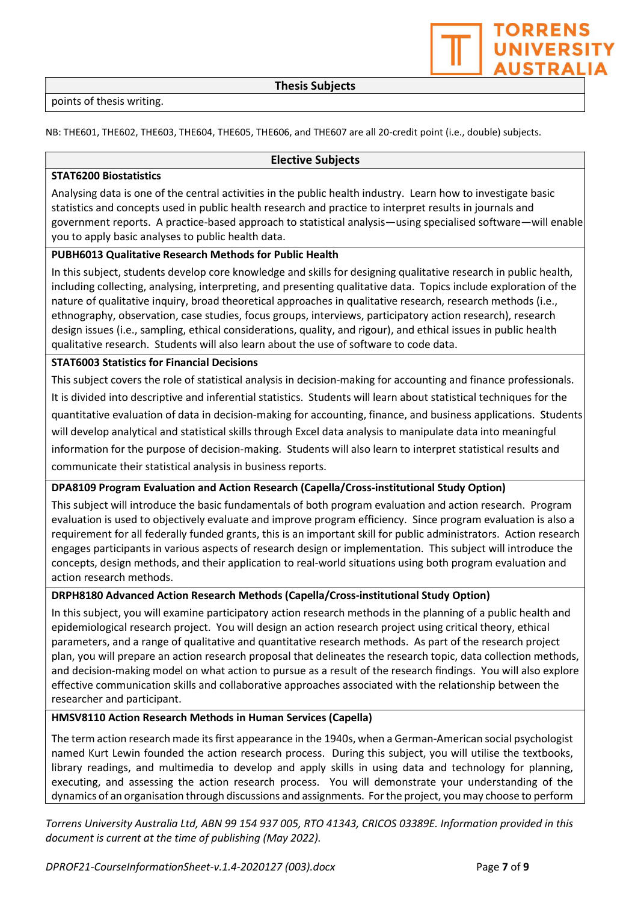| Thesis Subjects |
|---|
| points of thesis writing. |

NB: THE601, THE602, THE603, THE604, THE605, THE606, and THE607 are all 20-credit point (i.e., double) subjects.

## Elective Subjects

**STAT6200 Biostatistics**

Analysing data is one of the central activities in the public health industry. Learn how to investigate basic statistics and concepts used in public health research and practice to interpret results in journals and government reports. A practice-based approach to statistical analysis—using specialised software—will enable you to apply basic analyses to public health data.

**PUBH6013 Qualitative Research Methods for Public Health**

In this subject, students develop core knowledge and skills for designing qualitative research in public health, including collecting, analysing, interpreting, and presenting qualitative data. Topics include exploration of the nature of qualitative inquiry, broad theoretical approaches in qualitative research, research methods (i.e., ethnography, observation, case studies, focus groups, interviews, participatory action research), research design issues (i.e., sampling, ethical considerations, quality, and rigour), and ethical issues in public health qualitative research. Students will also learn about the use of software to code data.

**STAT6003 Statistics for Financial Decisions**

This subject covers the role of statistical analysis in decision-making for accounting and finance professionals. It is divided into descriptive and inferential statistics. Students will learn about statistical techniques for the quantitative evaluation of data in decision-making for accounting, finance, and business applications. Students will develop analytical and statistical skills through Excel data analysis to manipulate data into meaningful information for the purpose of decision-making. Students will also learn to interpret statistical results and communicate their statistical analysis in business reports.

**DPA8109 Program Evaluation and Action Research (Capella/Cross-institutional Study Option)**

This subject will introduce the basic fundamentals of both program evaluation and action research. Program evaluation is used to objectively evaluate and improve program efficiency. Since program evaluation is also a requirement for all federally funded grants, this is an important skill for public administrators. Action research engages participants in various aspects of research design or implementation. This subject will introduce the concepts, design methods, and their application to real-world situations using both program evaluation and action research methods.

**DRPH8180 Advanced Action Research Methods (Capella/Cross-institutional Study Option)**

In this subject, you will examine participatory action research methods in the planning of a public health and epidemiological research project. You will design an action research project using critical theory, ethical parameters, and a range of qualitative and quantitative research methods. As part of the research project plan, you will prepare an action research proposal that delineates the research topic, data collection methods, and decision-making model on what action to pursue as a result of the research findings. You will also explore effective communication skills and collaborative approaches associated with the relationship between the researcher and participant.

**HMSV8110 Action Research Methods in Human Services (Capella)**

The term action research made its first appearance in the 1940s, when a German-American social psychologist named Kurt Lewin founded the action research process. During this subject, you will utilise the textbooks, library readings, and multimedia to develop and apply skills in using data and technology for planning, executing, and assessing the action research process. You will demonstrate your understanding of the dynamics of an organisation through discussions and assignments. For the project, you may choose to perform

*Torrens University Australia Ltd, ABN 99 154 937 005, RTO 41343, CRICOS 03389E. Information provided in this document is current at the time of publishing (May 2022).*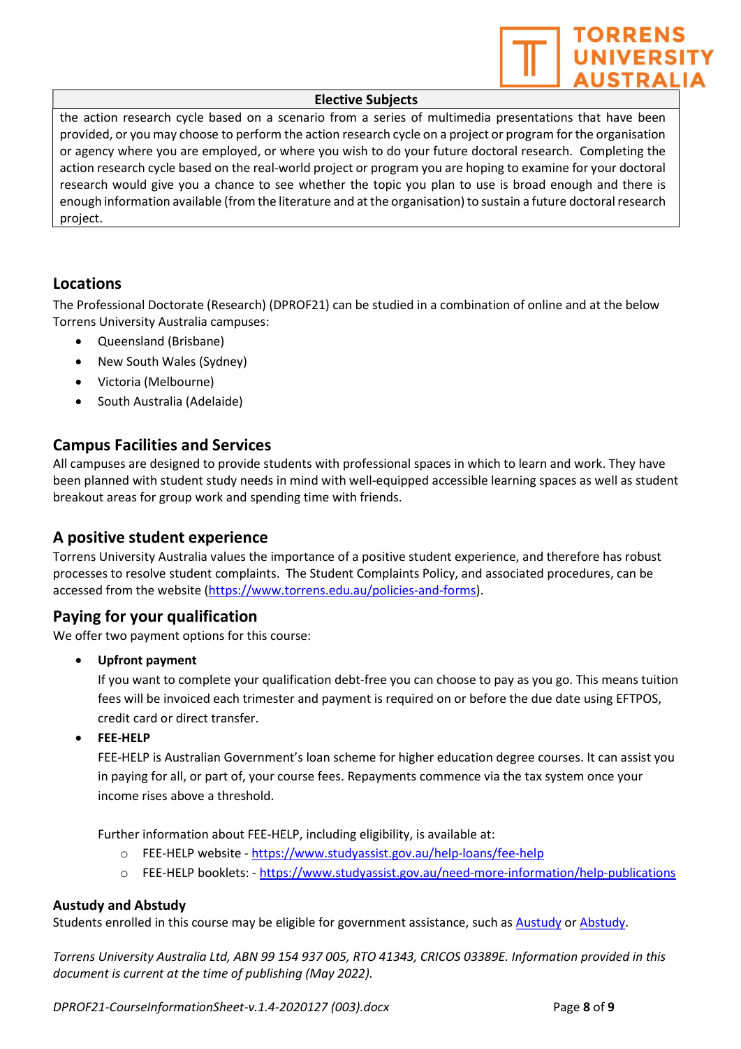| Elective Subjects |
| --- |
| the action research cycle based on a scenario from a series of multimedia presentations that have been provided, or you may choose to perform the action research cycle on a project or program for the organisation or agency where you are employed, or where you wish to do your future doctoral research. Completing the action research cycle based on the real-world project or program you are hoping to examine for your doctoral research would give you a chance to see whether the topic you plan to use is broad enough and there is enough information available (from the literature and at the organisation) to sustain a future doctoral research project. |

## Locations

The Professional Doctorate (Research) (DPROF21) can be studied in a combination of online and at the below Torrens University Australia campuses:

- Queensland (Brisbane)
- New South Wales (Sydney)
- Victoria (Melbourne)
- South Australia (Adelaide)

## Campus Facilities and Services

All campuses are designed to provide students with professional spaces in which to learn and work. They have been planned with student study needs in mind with well-equipped accessible learning spaces as well as student breakout areas for group work and spending time with friends.

## A positive student experience

Torrens University Australia values the importance of a positive student experience, and therefore has robust processes to resolve student complaints. The Student Complaints Policy, and associated procedures, can be accessed from the website (https://www.torrens.edu.au/policies-and-forms).

## Paying for your qualification

We offer two payment options for this course:

- **Upfront payment**

  If you want to complete your qualification debt-free you can choose to pay as you go. This means tuition fees will be invoiced each trimester and payment is required on or before the due date using EFTPOS, credit card or direct transfer.

- **FEE-HELP**

  FEE-HELP is Australian Government's loan scheme for higher education degree courses. It can assist you in paying for all, or part of, your course fees. Repayments commence via the tax system once your income rises above a threshold.

  Further information about FEE-HELP, including eligibility, is available at:

  - FEE-HELP website - https://www.studyassist.gov.au/help-loans/fee-help
  - FEE-HELP booklets: - https://www.studyassist.gov.au/need-more-information/help-publications

### Austudy and Abstudy

Students enrolled in this course may be eligible for government assistance, such as Austudy or Abstudy.

*Torrens University Australia Ltd, ABN 99 154 937 005, RTO 41343, CRICOS 03389E. Information provided in this document is current at the time of publishing (May 2022).*

*DPROF21-CourseInformationSheet-v.1.4-2020127 (003).docx*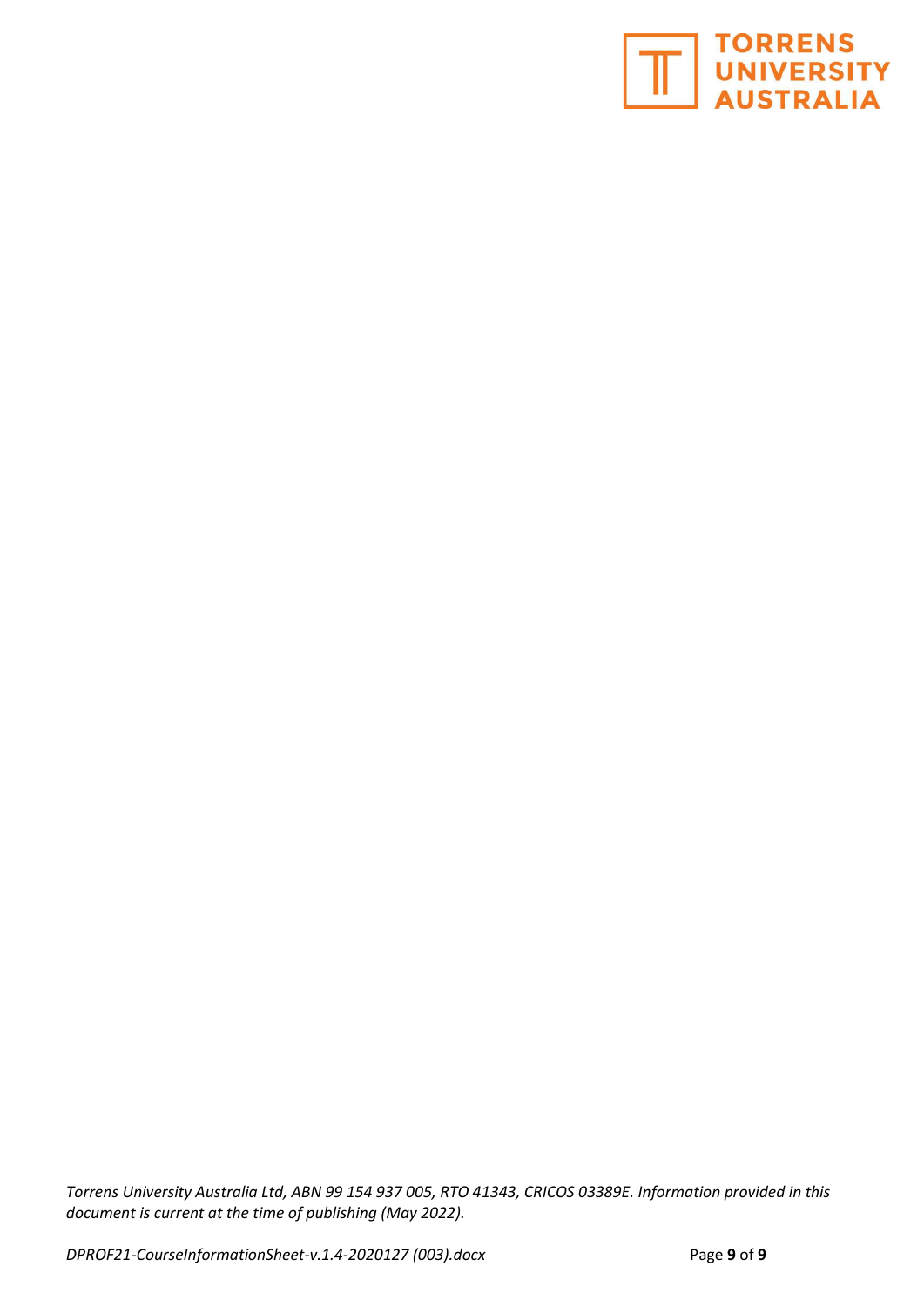*Torrens University Australia Ltd, ABN 99 154 937 005, RTO 41343, CRICOS 03389E. Information provided in this document is current at the time of publishing (May 2022).*